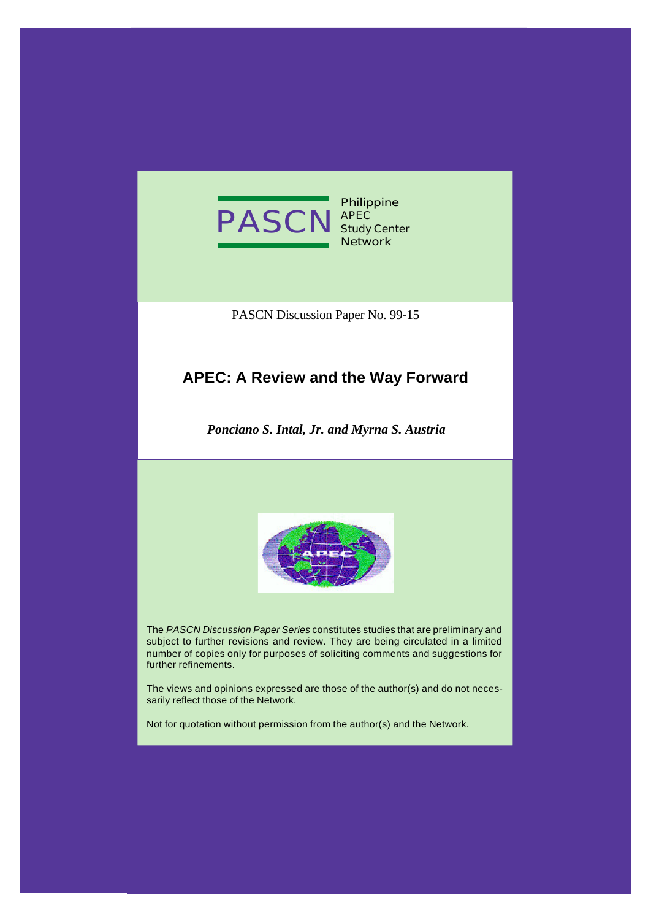PASCN Philippine APEC Study Center Network

PASCN Discussion Paper No. 99-15

# APEC: A Review and the Way Forward

***Ponciano S. Intal, Jr. and Myrna S. Austria***

The *PASCN Discussion Paper Series* constitutes studies that are preliminary and subject to further revisions and review. They are being circulated in a limited number of copies only for purposes of soliciting comments and suggestions for further refinements.

The views and opinions expressed are those of the author(s) and do not necessarily reflect those of the Network.

Not for quotation without permission from the author(s) and the Network.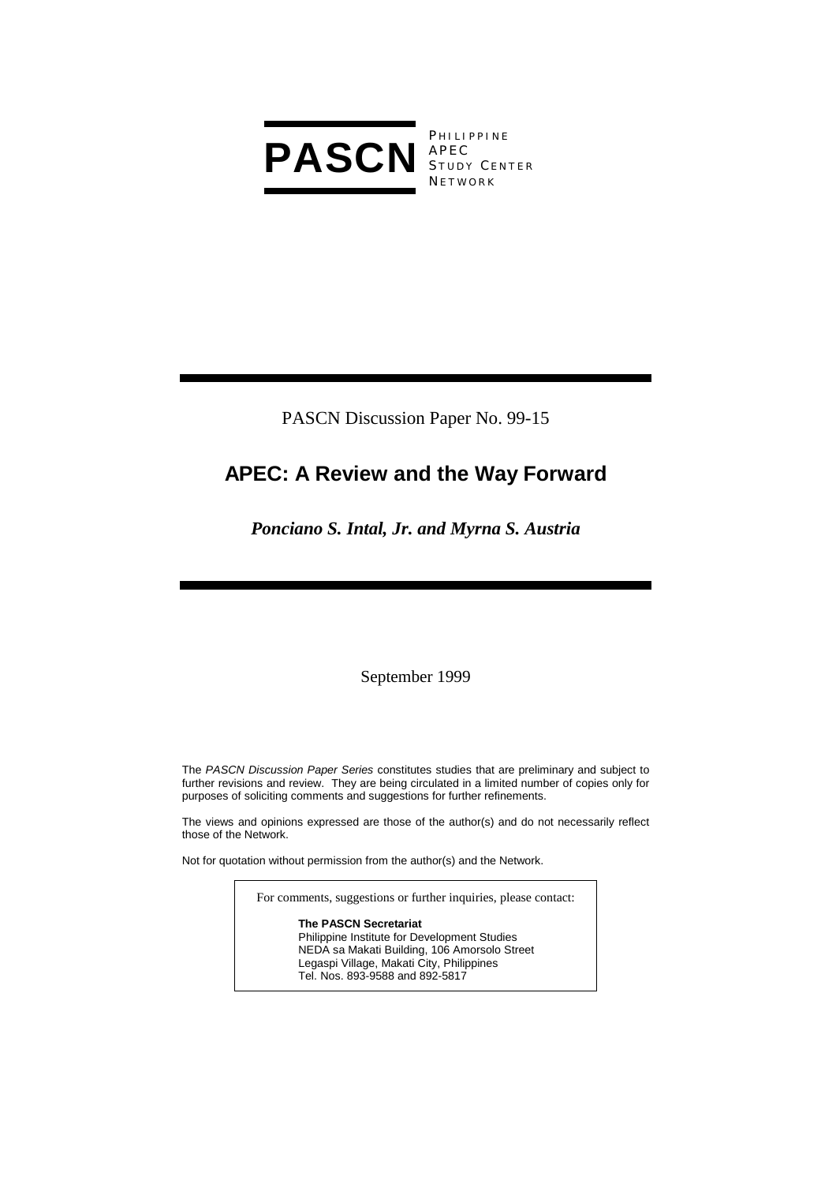**PASCN** PHILIPPINE APEC STUDY CENTER NETWORK

PASCN Discussion Paper No. 99-15

# APEC: A Review and the Way Forward

***Ponciano S. Intal, Jr. and Myrna S. Austria***

September 1999

The *PASCN Discussion Paper Series* constitutes studies that are preliminary and subject to further revisions and review. They are being circulated in a limited number of copies only for purposes of soliciting comments and suggestions for further refinements.

The views and opinions expressed are those of the author(s) and do not necessarily reflect those of the Network.

Not for quotation without permission from the author(s) and the Network.

For comments, suggestions or further inquiries, please contact:

**The PASCN Secretariat**
Philippine Institute for Development Studies
NEDA sa Makati Building, 106 Amorsolo Street
Legaspi Village, Makati City, Philippines
Tel. Nos. 893-9588 and 892-5817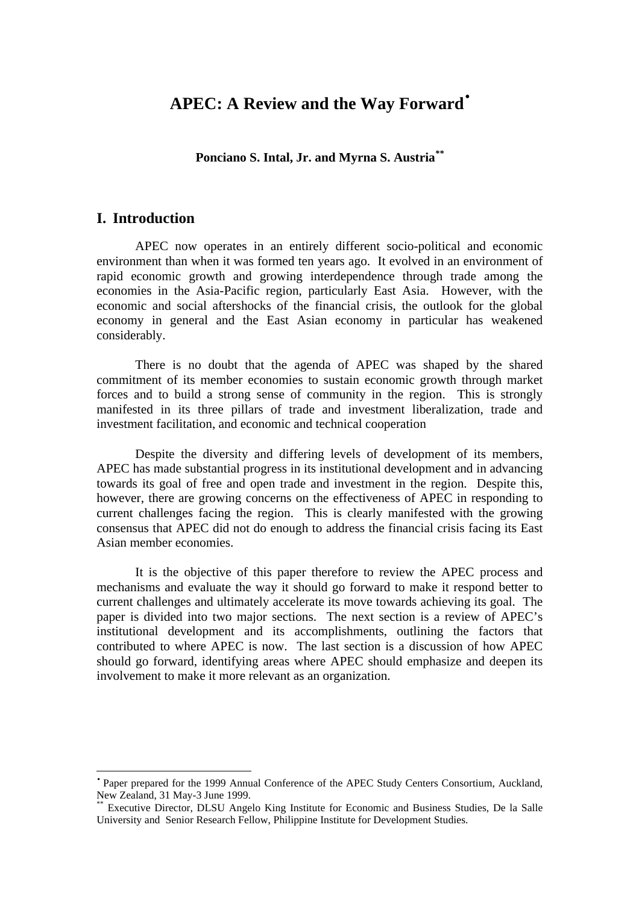# APEC: A Review and the Way Forward[•]

**Ponciano S. Intal, Jr. and Myrna S. Austria[**]**

## I. Introduction

APEC now operates in an entirely different socio-political and economic environment than when it was formed ten years ago. It evolved in an environment of rapid economic growth and growing interdependence through trade among the economies in the Asia-Pacific region, particularly East Asia. However, with the economic and social aftershocks of the financial crisis, the outlook for the global economy in general and the East Asian economy in particular has weakened considerably.

There is no doubt that the agenda of APEC was shaped by the shared commitment of its member economies to sustain economic growth through market forces and to build a strong sense of community in the region. This is strongly manifested in its three pillars of trade and investment liberalization, trade and investment facilitation, and economic and technical cooperation

Despite the diversity and differing levels of development of its members, APEC has made substantial progress in its institutional development and in advancing towards its goal of free and open trade and investment in the region. Despite this, however, there are growing concerns on the effectiveness of APEC in responding to current challenges facing the region. This is clearly manifested with the growing consensus that APEC did not do enough to address the financial crisis facing its East Asian member economies.

It is the objective of this paper therefore to review the APEC process and mechanisms and evaluate the way it should go forward to make it respond better to current challenges and ultimately accelerate its move towards achieving its goal. The paper is divided into two major sections. The next section is a review of APEC's institutional development and its accomplishments, outlining the factors that contributed to where APEC is now. The last section is a discussion of how APEC should go forward, identifying areas where APEC should emphasize and deepen its involvement to make it more relevant as an organization.

---

[•] Paper prepared for the 1999 Annual Conference of the APEC Study Centers Consortium, Auckland, New Zealand, 31 May-3 June 1999.

[**] Executive Director, DLSU Angelo King Institute for Economic and Business Studies, De la Salle University and Senior Research Fellow, Philippine Institute for Development Studies.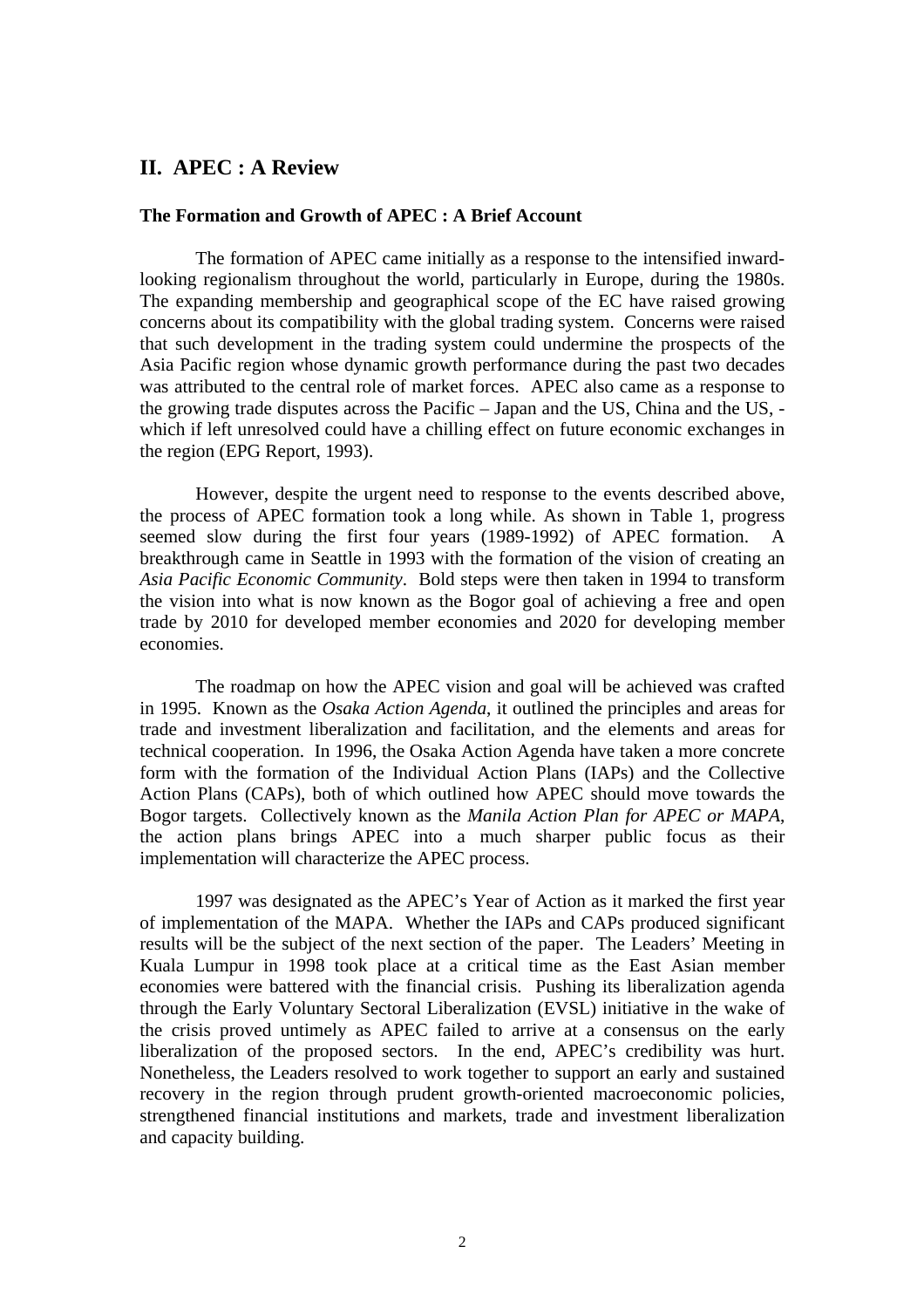## II. APEC : A Review

### The Formation and Growth of APEC : A Brief Account

The formation of APEC came initially as a response to the intensified inward-looking regionalism throughout the world, particularly in Europe, during the 1980s. The expanding membership and geographical scope of the EC have raised growing concerns about its compatibility with the global trading system. Concerns were raised that such development in the trading system could undermine the prospects of the Asia Pacific region whose dynamic growth performance during the past two decades was attributed to the central role of market forces. APEC also came as a response to the growing trade disputes across the Pacific – Japan and the US, China and the US, - which if left unresolved could have a chilling effect on future economic exchanges in the region (EPG Report, 1993).

However, despite the urgent need to response to the events described above, the process of APEC formation took a long while. As shown in Table 1, progress seemed slow during the first four years (1989-1992) of APEC formation. A breakthrough came in Seattle in 1993 with the formation of the vision of creating an *Asia Pacific Economic Community*. Bold steps were then taken in 1994 to transform the vision into what is now known as the Bogor goal of achieving a free and open trade by 2010 for developed member economies and 2020 for developing member economies.

The roadmap on how the APEC vision and goal will be achieved was crafted in 1995. Known as the *Osaka Action Agenda*, it outlined the principles and areas for trade and investment liberalization and facilitation, and the elements and areas for technical cooperation. In 1996, the Osaka Action Agenda have taken a more concrete form with the formation of the Individual Action Plans (IAPs) and the Collective Action Plans (CAPs), both of which outlined how APEC should move towards the Bogor targets. Collectively known as the *Manila Action Plan for APEC or MAPA*, the action plans brings APEC into a much sharper public focus as their implementation will characterize the APEC process.

1997 was designated as the APEC's Year of Action as it marked the first year of implementation of the MAPA. Whether the IAPs and CAPs produced significant results will be the subject of the next section of the paper. The Leaders' Meeting in Kuala Lumpur in 1998 took place at a critical time as the East Asian member economies were battered with the financial crisis. Pushing its liberalization agenda through the Early Voluntary Sectoral Liberalization (EVSL) initiative in the wake of the crisis proved untimely as APEC failed to arrive at a consensus on the early liberalization of the proposed sectors. In the end, APEC's credibility was hurt. Nonetheless, the Leaders resolved to work together to support an early and sustained recovery in the region through prudent growth-oriented macroeconomic policies, strengthened financial institutions and markets, trade and investment liberalization and capacity building.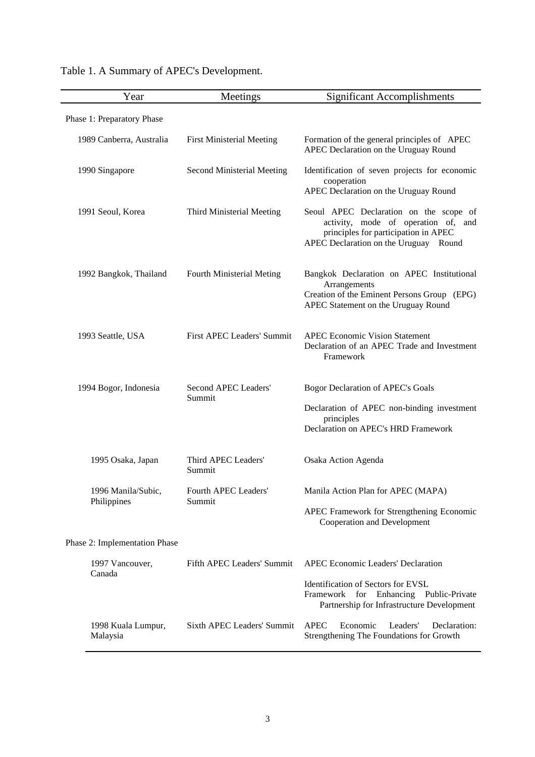Table 1. A Summary of APEC's Development.

| Year | Meetings | Significant Accomplishments |
|---|---|---|
| Phase 1: Preparatory Phase | | |
| 1989 Canberra, Australia | First Ministerial Meeting | Formation of the general principles of APEC<br>APEC Declaration on the Uruguay Round |
| 1990 Singapore | Second Ministerial Meeting | Identification of seven projects for economic cooperation<br>APEC Declaration on the Uruguay Round |
| 1991 Seoul, Korea | Third Ministerial Meeting | Seoul APEC Declaration on the scope of activity, mode of operation of, and principles for participation in APEC<br>APEC Declaration on the Uruguay Round |
| 1992 Bangkok, Thailand | Fourth Ministerial Meting | Bangkok Declaration on APEC Institutional Arrangements<br>Creation of the Eminent Persons Group (EPG)<br>APEC Statement on the Uruguay Round |
| 1993 Seattle, USA | First APEC Leaders' Summit | APEC Economic Vision Statement<br>Declaration of an APEC Trade and Investment Framework |
| 1994 Bogor, Indonesia | Second APEC Leaders' Summit | Bogor Declaration of APEC's Goals<br>Declaration of APEC non-binding investment principles<br>Declaration on APEC's HRD Framework |
| 1995 Osaka, Japan | Third APEC Leaders' Summit | Osaka Action Agenda |
| 1996 Manila/Subic, Philippines | Fourth APEC Leaders' Summit | Manila Action Plan for APEC (MAPA)<br>APEC Framework for Strengthening Economic Cooperation and Development |
| Phase 2: Implementation Phase | | |
| 1997 Vancouver, Canada | Fifth APEC Leaders' Summit | APEC Economic Leaders' Declaration<br>Identification of Sectors for EVSL<br>Framework for Enhancing Public-Private Partnership for Infrastructure Development |
| 1998 Kuala Lumpur, Malaysia | Sixth APEC Leaders' Summit | APEC Economic Leaders' Declaration: Strengthening The Foundations for Growth |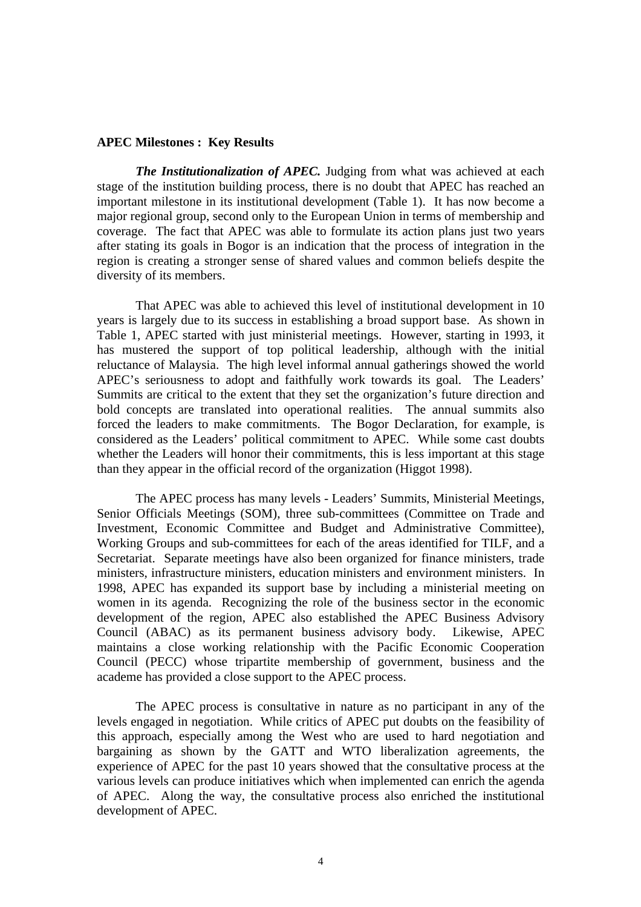**APEC Milestones : Key Results**

***The Institutionalization of APEC.*** Judging from what was achieved at each stage of the institution building process, there is no doubt that APEC has reached an important milestone in its institutional development (Table 1). It has now become a major regional group, second only to the European Union in terms of membership and coverage. The fact that APEC was able to formulate its action plans just two years after stating its goals in Bogor is an indication that the process of integration in the region is creating a stronger sense of shared values and common beliefs despite the diversity of its members.

That APEC was able to achieved this level of institutional development in 10 years is largely due to its success in establishing a broad support base. As shown in Table 1, APEC started with just ministerial meetings. However, starting in 1993, it has mustered the support of top political leadership, although with the initial reluctance of Malaysia. The high level informal annual gatherings showed the world APEC's seriousness to adopt and faithfully work towards its goal. The Leaders' Summits are critical to the extent that they set the organization's future direction and bold concepts are translated into operational realities. The annual summits also forced the leaders to make commitments. The Bogor Declaration, for example, is considered as the Leaders' political commitment to APEC. While some cast doubts whether the Leaders will honor their commitments, this is less important at this stage than they appear in the official record of the organization (Higgot 1998).

The APEC process has many levels - Leaders' Summits, Ministerial Meetings, Senior Officials Meetings (SOM), three sub-committees (Committee on Trade and Investment, Economic Committee and Budget and Administrative Committee), Working Groups and sub-committees for each of the areas identified for TILF, and a Secretariat. Separate meetings have also been organized for finance ministers, trade ministers, infrastructure ministers, education ministers and environment ministers. In 1998, APEC has expanded its support base by including a ministerial meeting on women in its agenda. Recognizing the role of the business sector in the economic development of the region, APEC also established the APEC Business Advisory Council (ABAC) as its permanent business advisory body. Likewise, APEC maintains a close working relationship with the Pacific Economic Cooperation Council (PECC) whose tripartite membership of government, business and the academe has provided a close support to the APEC process.

The APEC process is consultative in nature as no participant in any of the levels engaged in negotiation. While critics of APEC put doubts on the feasibility of this approach, especially among the West who are used to hard negotiation and bargaining as shown by the GATT and WTO liberalization agreements, the experience of APEC for the past 10 years showed that the consultative process at the various levels can produce initiatives which when implemented can enrich the agenda of APEC. Along the way, the consultative process also enriched the institutional development of APEC.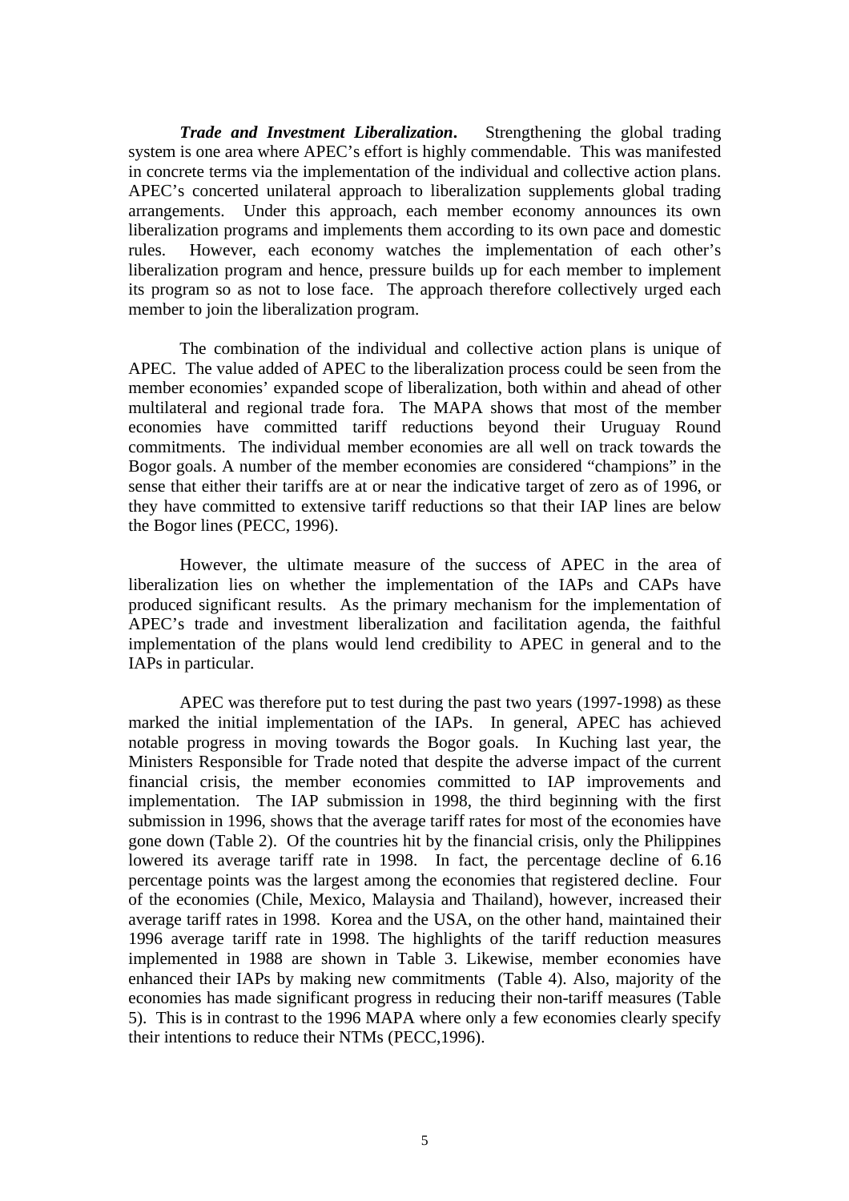***Trade and Investment Liberalization*.** Strengthening the global trading system is one area where APEC's effort is highly commendable. This was manifested in concrete terms via the implementation of the individual and collective action plans. APEC's concerted unilateral approach to liberalization supplements global trading arrangements. Under this approach, each member economy announces its own liberalization programs and implements them according to its own pace and domestic rules. However, each economy watches the implementation of each other's liberalization program and hence, pressure builds up for each member to implement its program so as not to lose face. The approach therefore collectively urged each member to join the liberalization program.

The combination of the individual and collective action plans is unique of APEC. The value added of APEC to the liberalization process could be seen from the member economies' expanded scope of liberalization, both within and ahead of other multilateral and regional trade fora. The MAPA shows that most of the member economies have committed tariff reductions beyond their Uruguay Round commitments. The individual member economies are all well on track towards the Bogor goals. A number of the member economies are considered "champions" in the sense that either their tariffs are at or near the indicative target of zero as of 1996, or they have committed to extensive tariff reductions so that their IAP lines are below the Bogor lines (PECC, 1996).

However, the ultimate measure of the success of APEC in the area of liberalization lies on whether the implementation of the IAPs and CAPs have produced significant results. As the primary mechanism for the implementation of APEC's trade and investment liberalization and facilitation agenda, the faithful implementation of the plans would lend credibility to APEC in general and to the IAPs in particular.

APEC was therefore put to test during the past two years (1997-1998) as these marked the initial implementation of the IAPs. In general, APEC has achieved notable progress in moving towards the Bogor goals. In Kuching last year, the Ministers Responsible for Trade noted that despite the adverse impact of the current financial crisis, the member economies committed to IAP improvements and implementation. The IAP submission in 1998, the third beginning with the first submission in 1996, shows that the average tariff rates for most of the economies have gone down (Table 2). Of the countries hit by the financial crisis, only the Philippines lowered its average tariff rate in 1998. In fact, the percentage decline of 6.16 percentage points was the largest among the economies that registered decline. Four of the economies (Chile, Mexico, Malaysia and Thailand), however, increased their average tariff rates in 1998. Korea and the USA, on the other hand, maintained their 1996 average tariff rate in 1998. The highlights of the tariff reduction measures implemented in 1988 are shown in Table 3. Likewise, member economies have enhanced their IAPs by making new commitments (Table 4). Also, majority of the economies has made significant progress in reducing their non-tariff measures (Table 5). This is in contrast to the 1996 MAPA where only a few economies clearly specify their intentions to reduce their NTMs (PECC,1996).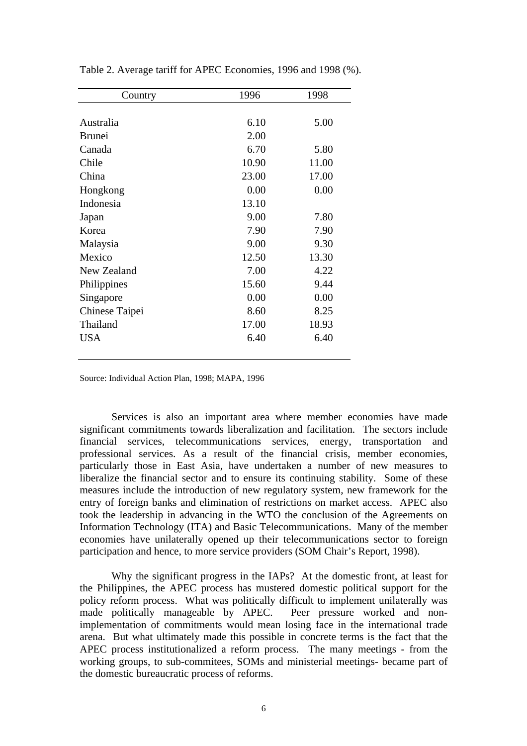Table 2. Average tariff for APEC Economies, 1996 and 1998 (%).

| Country | 1996 | 1998 |
|---|---|---|
| Australia | 6.10 | 5.00 |
| Brunei | 2.00 | |
| Canada | 6.70 | 5.80 |
| Chile | 10.90 | 11.00 |
| China | 23.00 | 17.00 |
| Hongkong | 0.00 | 0.00 |
| Indonesia | 13.10 | |
| Japan | 9.00 | 7.80 |
| Korea | 7.90 | 7.90 |
| Malaysia | 9.00 | 9.30 |
| Mexico | 12.50 | 13.30 |
| New Zealand | 7.00 | 4.22 |
| Philippines | 15.60 | 9.44 |
| Singapore | 0.00 | 0.00 |
| Chinese Taipei | 8.60 | 8.25 |
| Thailand | 17.00 | 18.93 |
| USA | 6.40 | 6.40 |

Source: Individual Action Plan, 1998; MAPA, 1996

Services is also an important area where member economies have made significant commitments towards liberalization and facilitation. The sectors include financial services, telecommunications services, energy, transportation and professional services. As a result of the financial crisis, member economies, particularly those in East Asia, have undertaken a number of new measures to liberalize the financial sector and to ensure its continuing stability. Some of these measures include the introduction of new regulatory system, new framework for the entry of foreign banks and elimination of restrictions on market access. APEC also took the leadership in advancing in the WTO the conclusion of the Agreements on Information Technology (ITA) and Basic Telecommunications. Many of the member economies have unilaterally opened up their telecommunications sector to foreign participation and hence, to more service providers (SOM Chair's Report, 1998).

Why the significant progress in the IAPs? At the domestic front, at least for the Philippines, the APEC process has mustered domestic political support for the policy reform process. What was politically difficult to implement unilaterally was made politically manageable by APEC. Peer pressure worked and non-implementation of commitments would mean losing face in the international trade arena. But what ultimately made this possible in concrete terms is the fact that the APEC process institutionalized a reform process. The many meetings - from the working groups, to sub-commitees, SOMs and ministerial meetings- became part of the domestic bureaucratic process of reforms.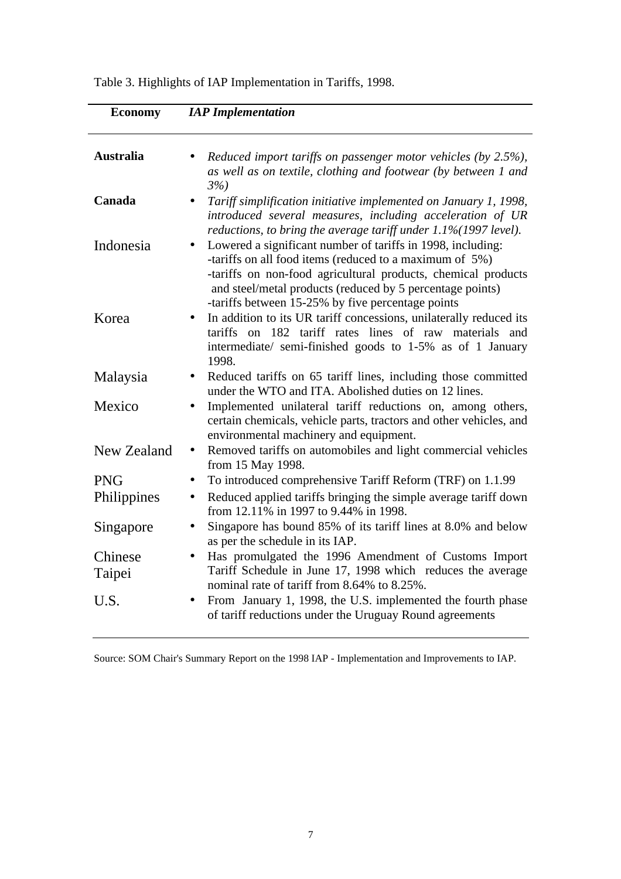Table 3. Highlights of IAP Implementation in Tariffs, 1998.

| **Economy** | ***IAP Implementation*** |
|---|---|
| **Australia** | • *Reduced import tariffs on passenger motor vehicles (by 2.5%), as well as on textile, clothing and footwear (by between 1 and 3%)* |
| **Canada** | • *Tariff simplification initiative implemented on January 1, 1998, introduced several measures, including acceleration of UR reductions, to bring the average tariff under 1.1%(1997 level).* |
| Indonesia | • Lowered a significant number of tariffs in 1998, including:<br>-tariffs on all food items (reduced to a maximum of 5%)<br>-tariffs on non-food agricultural products, chemical products and steel/metal products (reduced by 5 percentage points)<br>-tariffs between 15-25% by five percentage points |
| Korea | • In addition to its UR tariff concessions, unilaterally reduced its tariffs on 182 tariff rates lines of raw materials and intermediate/ semi-finished goods to 1-5% as of 1 January 1998. |
| Malaysia | • Reduced tariffs on 65 tariff lines, including those committed under the WTO and ITA. Abolished duties on 12 lines. |
| Mexico | • Implemented unilateral tariff reductions on, among others, certain chemicals, vehicle parts, tractors and other vehicles, and environmental machinery and equipment. |
| New Zealand | • Removed tariffs on automobiles and light commercial vehicles from 15 May 1998. |
| PNG | • To introduced comprehensive Tariff Reform (TRF) on 1.1.99 |
| Philippines | • Reduced applied tariffs bringing the simple average tariff down from 12.11% in 1997 to 9.44% in 1998. |
| Singapore | • Singapore has bound 85% of its tariff lines at 8.0% and below as per the schedule in its IAP. |
| Chinese Taipei | • Has promulgated the 1996 Amendment of Customs Import Tariff Schedule in June 17, 1998 which reduces the average nominal rate of tariff from 8.64% to 8.25%. |
| U.S. | • From January 1, 1998, the U.S. implemented the fourth phase of tariff reductions under the Uruguay Round agreements |

Source: SOM Chair's Summary Report on the 1998 IAP - Implementation and Improvements to IAP.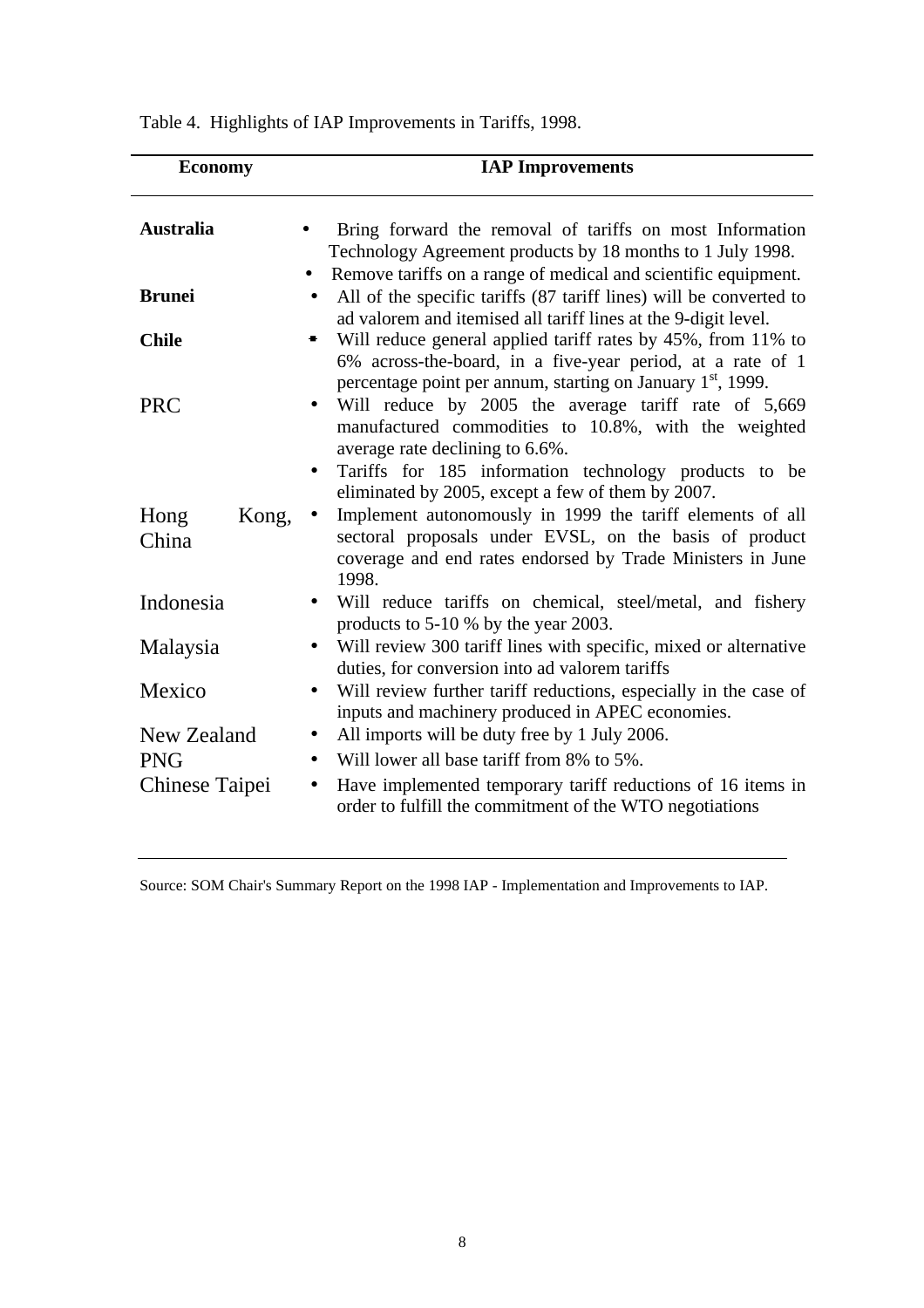Table 4. Highlights of IAP Improvements in Tariffs, 1998.

| Economy | IAP Improvements |
|---|---|
| **Australia** | • Bring forward the removal of tariffs on most Information Technology Agreement products by 18 months to 1 July 1998.<br>• Remove tariffs on a range of medical and scientific equipment. |
| **Brunei** | • All of the specific tariffs (87 tariff lines) will be converted to ad valorem and itemised all tariff lines at the 9-digit level. |
| **Chile** | • Will reduce general applied tariff rates by 45%, from 11% to 6% across-the-board, in a five-year period, at a rate of 1 percentage point per annum, starting on January 1st, 1999. |
| PRC | • Will reduce by 2005 the average tariff rate of 5,669 manufactured commodities to 10.8%, with the weighted average rate declining to 6.6%.<br>• Tariffs for 185 information technology products to be eliminated by 2005, except a few of them by 2007. |
| Hong Kong, China | • Implement autonomously in 1999 the tariff elements of all sectoral proposals under EVSL, on the basis of product coverage and end rates endorsed by Trade Ministers in June 1998. |
| Indonesia | • Will reduce tariffs on chemical, steel/metal, and fishery products to 5-10 % by the year 2003. |
| Malaysia | • Will review 300 tariff lines with specific, mixed or alternative duties, for conversion into ad valorem tariffs |
| Mexico | • Will review further tariff reductions, especially in the case of inputs and machinery produced in APEC economies. |
| New Zealand | • All imports will be duty free by 1 July 2006. |
| PNG | • Will lower all base tariff from 8% to 5%. |
| Chinese Taipei | • Have implemented temporary tariff reductions of 16 items in order to fulfill the commitment of the WTO negotiations |

Source: SOM Chair's Summary Report on the 1998 IAP - Implementation and Improvements to IAP.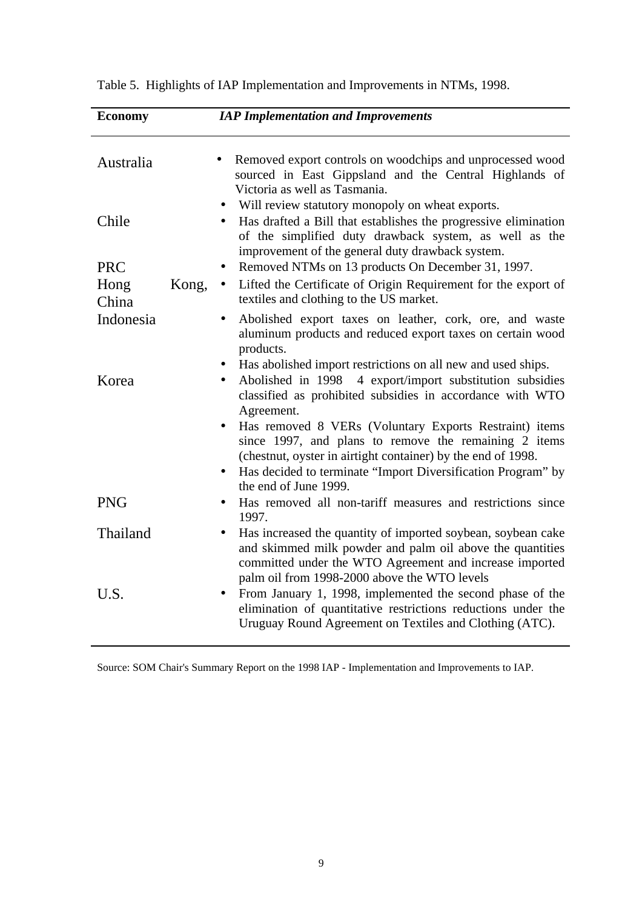Table 5.  Highlights of IAP Implementation and Improvements in NTMs, 1998.

| **Economy** | ***IAP Implementation and Improvements*** |
|---|---|
| Australia | • Removed export controls on woodchips and unprocessed wood sourced in East Gippsland and the Central Highlands of Victoria as well as Tasmania.<br>• Will review statutory monopoly on wheat exports. |
| Chile | • Has drafted a Bill that establishes the progressive elimination of the simplified duty drawback system, as well as the improvement of the general duty drawback system. |
| PRC | • Removed NTMs on 13 products On December 31, 1997. |
| Hong Kong, China | • Lifted the Certificate of Origin Requirement for the export of textiles and clothing to the US market. |
| Indonesia | • Abolished export taxes on leather, cork, ore, and waste aluminum products and reduced export taxes on certain wood products.<br>• Has abolished import restrictions on all new and used ships. |
| Korea | • Abolished in 1998 4 export/import substitution subsidies classified as prohibited subsidies in accordance with WTO Agreement.<br>• Has removed 8 VERs (Voluntary Exports Restraint) items since 1997, and plans to remove the remaining 2 items (chestnut, oyster in airtight container) by the end of 1998.<br>• Has decided to terminate "Import Diversification Program" by the end of June 1999. |
| PNG | • Has removed all non-tariff measures and restrictions since 1997. |
| Thailand | • Has increased the quantity of imported soybean, soybean cake and skimmed milk powder and palm oil above the quantities committed under the WTO Agreement and increase imported palm oil from 1998-2000 above the WTO levels |
| U.S. | • From January 1, 1998, implemented the second phase of the elimination of quantitative restrictions reductions under the Uruguay Round Agreement on Textiles and Clothing (ATC). |

Source: SOM Chair's Summary Report on the 1998 IAP - Implementation and Improvements to IAP.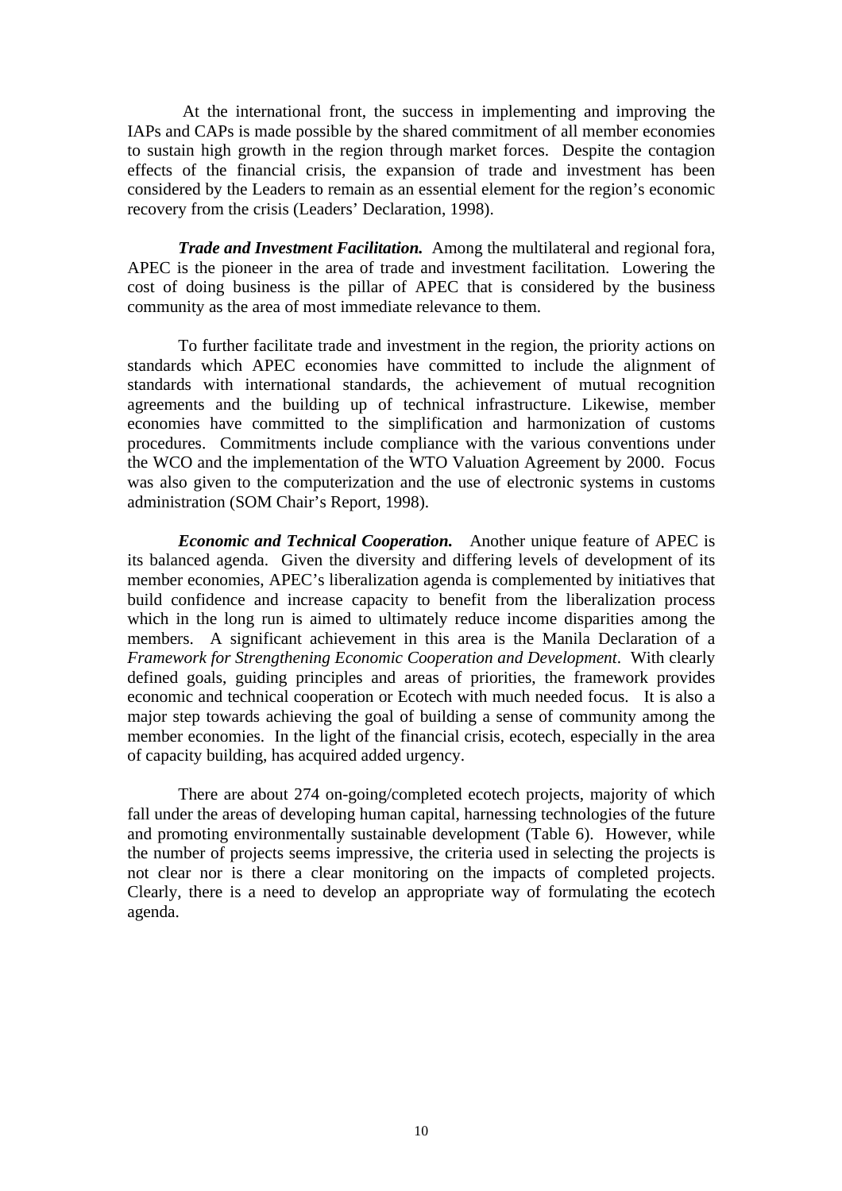At the international front, the success in implementing and improving the IAPs and CAPs is made possible by the shared commitment of all member economies to sustain high growth in the region through market forces. Despite the contagion effects of the financial crisis, the expansion of trade and investment has been considered by the Leaders to remain as an essential element for the region's economic recovery from the crisis (Leaders' Declaration, 1998).

***Trade and Investment Facilitation.*** Among the multilateral and regional fora, APEC is the pioneer in the area of trade and investment facilitation. Lowering the cost of doing business is the pillar of APEC that is considered by the business community as the area of most immediate relevance to them.

To further facilitate trade and investment in the region, the priority actions on standards which APEC economies have committed to include the alignment of standards with international standards, the achievement of mutual recognition agreements and the building up of technical infrastructure. Likewise, member economies have committed to the simplification and harmonization of customs procedures. Commitments include compliance with the various conventions under the WCO and the implementation of the WTO Valuation Agreement by 2000. Focus was also given to the computerization and the use of electronic systems in customs administration (SOM Chair's Report, 1998).

***Economic and Technical Cooperation.*** Another unique feature of APEC is its balanced agenda. Given the diversity and differing levels of development of its member economies, APEC's liberalization agenda is complemented by initiatives that build confidence and increase capacity to benefit from the liberalization process which in the long run is aimed to ultimately reduce income disparities among the members. A significant achievement in this area is the Manila Declaration of a *Framework for Strengthening Economic Cooperation and Development*. With clearly defined goals, guiding principles and areas of priorities, the framework provides economic and technical cooperation or Ecotech with much needed focus. It is also a major step towards achieving the goal of building a sense of community among the member economies. In the light of the financial crisis, ecotech, especially in the area of capacity building, has acquired added urgency.

There are about 274 on-going/completed ecotech projects, majority of which fall under the areas of developing human capital, harnessing technologies of the future and promoting environmentally sustainable development (Table 6). However, while the number of projects seems impressive, the criteria used in selecting the projects is not clear nor is there a clear monitoring on the impacts of completed projects. Clearly, there is a need to develop an appropriate way of formulating the ecotech agenda.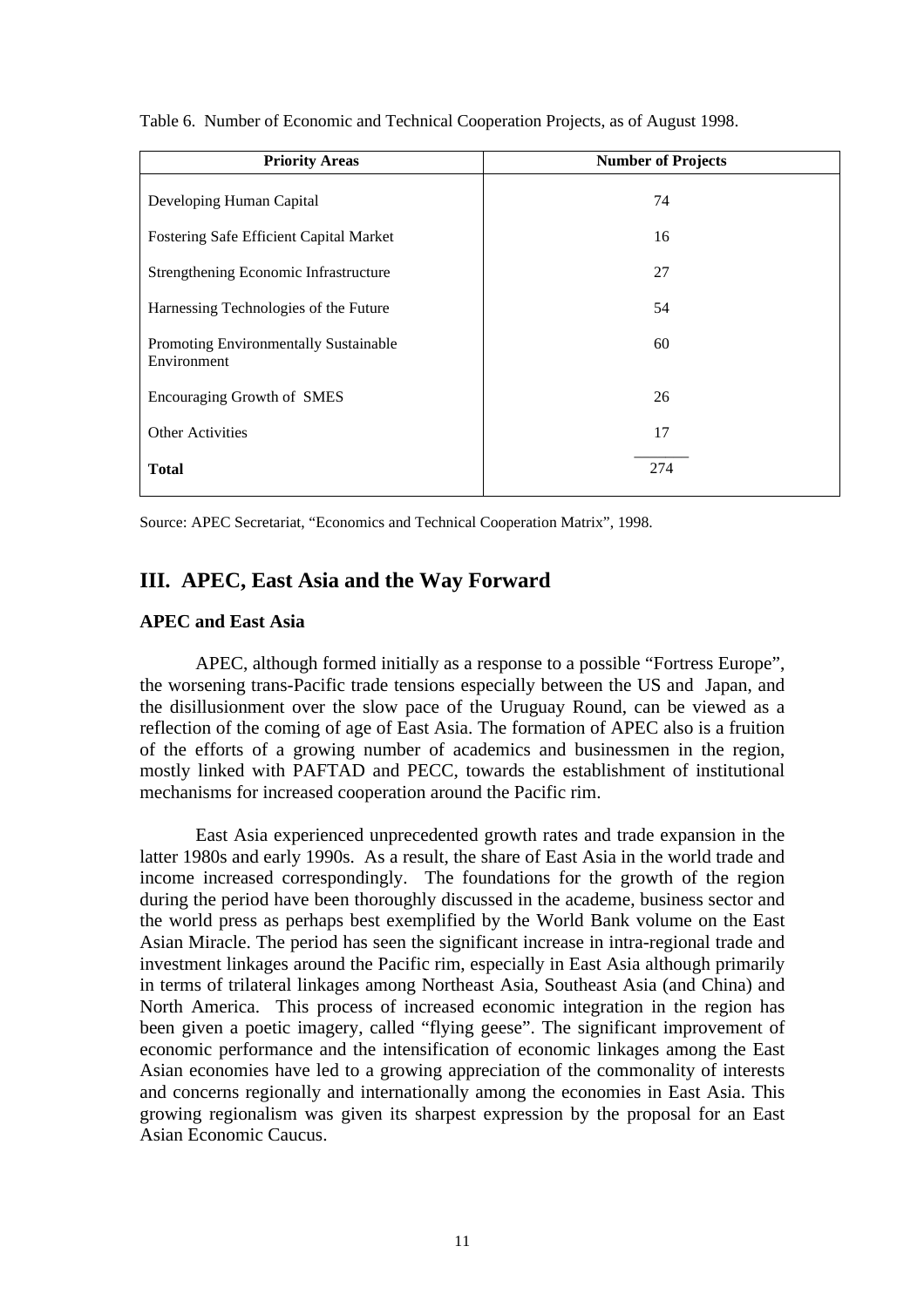Table 6. Number of Economic and Technical Cooperation Projects, as of August 1998.

| Priority Areas | Number of Projects |
| --- | --- |
| Developing Human Capital | 74 |
| Fostering Safe Efficient Capital Market | 16 |
| Strengthening Economic Infrastructure | 27 |
| Harnessing Technologies of the Future | 54 |
| Promoting Environmentally Sustainable Environment | 60 |
| Encouraging Growth of SMES | 26 |
| Other Activities | 17 |
| **Total** | 274 |

Source: APEC Secretariat, "Economics and Technical Cooperation Matrix", 1998.

## III. APEC, East Asia and the Way Forward

### APEC and East Asia

APEC, although formed initially as a response to a possible "Fortress Europe", the worsening trans-Pacific trade tensions especially between the US and Japan, and the disillusionment over the slow pace of the Uruguay Round, can be viewed as a reflection of the coming of age of East Asia. The formation of APEC also is a fruition of the efforts of a growing number of academics and businessmen in the region, mostly linked with PAFTAD and PECC, towards the establishment of institutional mechanisms for increased cooperation around the Pacific rim.

East Asia experienced unprecedented growth rates and trade expansion in the latter 1980s and early 1990s. As a result, the share of East Asia in the world trade and income increased correspondingly. The foundations for the growth of the region during the period have been thoroughly discussed in the academe, business sector and the world press as perhaps best exemplified by the World Bank volume on the East Asian Miracle. The period has seen the significant increase in intra-regional trade and investment linkages around the Pacific rim, especially in East Asia although primarily in terms of trilateral linkages among Northeast Asia, Southeast Asia (and China) and North America. This process of increased economic integration in the region has been given a poetic imagery, called "flying geese". The significant improvement of economic performance and the intensification of economic linkages among the East Asian economies have led to a growing appreciation of the commonality of interests and concerns regionally and internationally among the economies in East Asia. This growing regionalism was given its sharpest expression by the proposal for an East Asian Economic Caucus.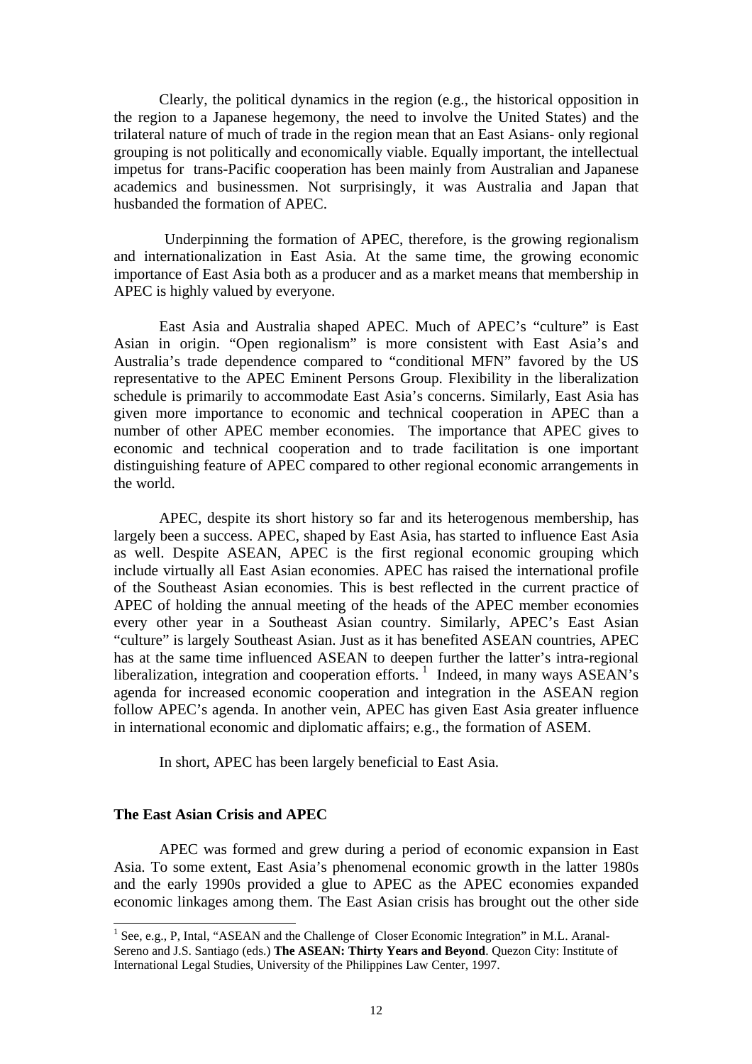Clearly, the political dynamics in the region (e.g., the historical opposition in the region to a Japanese hegemony, the need to involve the United States) and the trilateral nature of much of trade in the region mean that an East Asians- only regional grouping is not politically and economically viable. Equally important, the intellectual impetus for trans-Pacific cooperation has been mainly from Australian and Japanese academics and businessmen. Not surprisingly, it was Australia and Japan that husbanded the formation of APEC.

Underpinning the formation of APEC, therefore, is the growing regionalism and internationalization in East Asia. At the same time, the growing economic importance of East Asia both as a producer and as a market means that membership in APEC is highly valued by everyone.

East Asia and Australia shaped APEC. Much of APEC's "culture" is East Asian in origin. "Open regionalism" is more consistent with East Asia's and Australia's trade dependence compared to "conditional MFN" favored by the US representative to the APEC Eminent Persons Group. Flexibility in the liberalization schedule is primarily to accommodate East Asia's concerns. Similarly, East Asia has given more importance to economic and technical cooperation in APEC than a number of other APEC member economies. The importance that APEC gives to economic and technical cooperation and to trade facilitation is one important distinguishing feature of APEC compared to other regional economic arrangements in the world.

APEC, despite its short history so far and its heterogenous membership, has largely been a success. APEC, shaped by East Asia, has started to influence East Asia as well. Despite ASEAN, APEC is the first regional economic grouping which include virtually all East Asian economies. APEC has raised the international profile of the Southeast Asian economies. This is best reflected in the current practice of APEC of holding the annual meeting of the heads of the APEC member economies every other year in a Southeast Asian country. Similarly, APEC's East Asian "culture" is largely Southeast Asian. Just as it has benefited ASEAN countries, APEC has at the same time influenced ASEAN to deepen further the latter's intra-regional liberalization, integration and cooperation efforts.[1] Indeed, in many ways ASEAN's agenda for increased economic cooperation and integration in the ASEAN region follow APEC's agenda. In another vein, APEC has given East Asia greater influence in international economic and diplomatic affairs; e.g., the formation of ASEM.

In short, APEC has been largely beneficial to East Asia.

## The East Asian Crisis and APEC

APEC was formed and grew during a period of economic expansion in East Asia. To some extent, East Asia's phenomenal economic growth in the latter 1980s and the early 1990s provided a glue to APEC as the APEC economies expanded economic linkages among them. The East Asian crisis has brought out the other side

---

[1] See, e.g., P, Intal, "ASEAN and the Challenge of Closer Economic Integration" in M.L. Aranal-Sereno and J.S. Santiago (eds.) **The ASEAN: Thirty Years and Beyond**. Quezon City: Institute of International Legal Studies, University of the Philippines Law Center, 1997.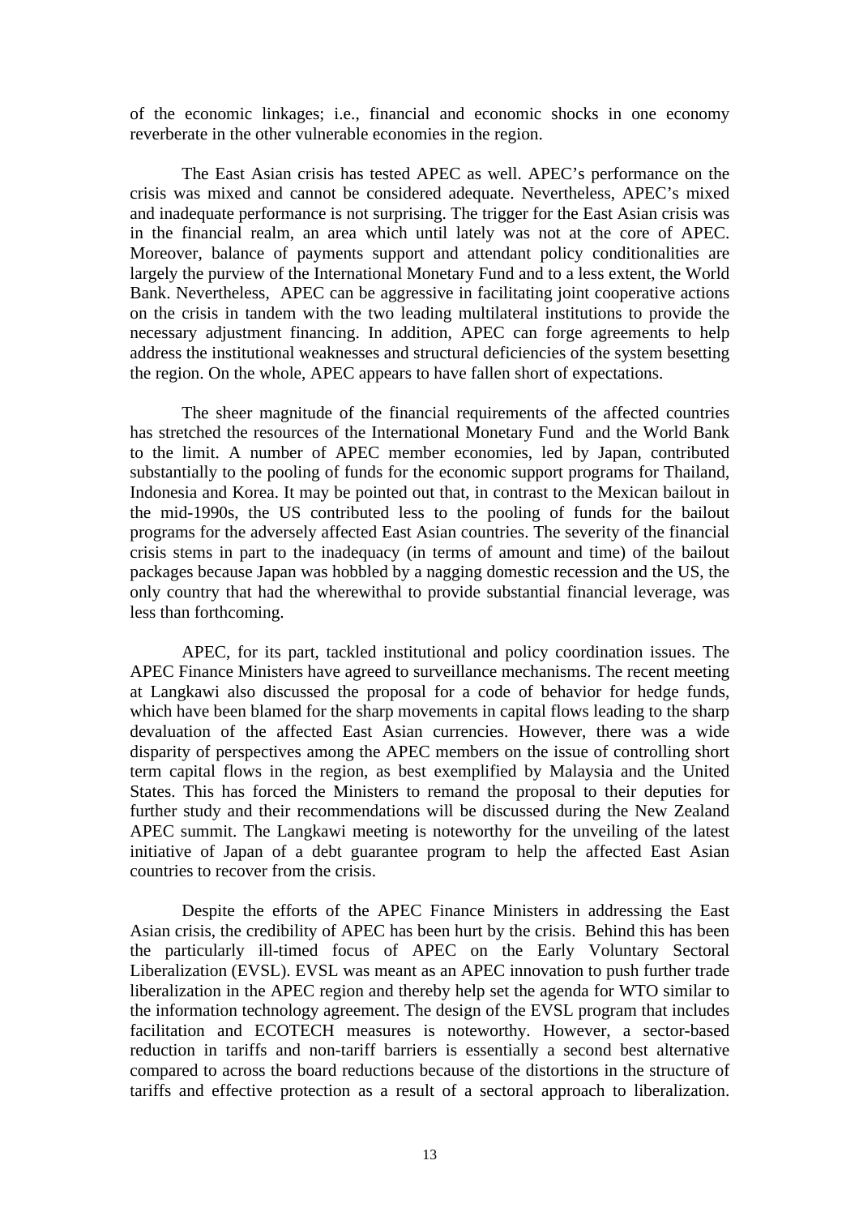of the economic linkages; i.e., financial and economic shocks in one economy reverberate in the other vulnerable economies in the region.

The East Asian crisis has tested APEC as well. APEC's performance on the crisis was mixed and cannot be considered adequate. Nevertheless, APEC's mixed and inadequate performance is not surprising. The trigger for the East Asian crisis was in the financial realm, an area which until lately was not at the core of APEC. Moreover, balance of payments support and attendant policy conditionalities are largely the purview of the International Monetary Fund and to a less extent, the World Bank. Nevertheless, APEC can be aggressive in facilitating joint cooperative actions on the crisis in tandem with the two leading multilateral institutions to provide the necessary adjustment financing. In addition, APEC can forge agreements to help address the institutional weaknesses and structural deficiencies of the system besetting the region. On the whole, APEC appears to have fallen short of expectations.

The sheer magnitude of the financial requirements of the affected countries has stretched the resources of the International Monetary Fund and the World Bank to the limit. A number of APEC member economies, led by Japan, contributed substantially to the pooling of funds for the economic support programs for Thailand, Indonesia and Korea. It may be pointed out that, in contrast to the Mexican bailout in the mid-1990s, the US contributed less to the pooling of funds for the bailout programs for the adversely affected East Asian countries. The severity of the financial crisis stems in part to the inadequacy (in terms of amount and time) of the bailout packages because Japan was hobbled by a nagging domestic recession and the US, the only country that had the wherewithal to provide substantial financial leverage, was less than forthcoming.

APEC, for its part, tackled institutional and policy coordination issues. The APEC Finance Ministers have agreed to surveillance mechanisms. The recent meeting at Langkawi also discussed the proposal for a code of behavior for hedge funds, which have been blamed for the sharp movements in capital flows leading to the sharp devaluation of the affected East Asian currencies. However, there was a wide disparity of perspectives among the APEC members on the issue of controlling short term capital flows in the region, as best exemplified by Malaysia and the United States. This has forced the Ministers to remand the proposal to their deputies for further study and their recommendations will be discussed during the New Zealand APEC summit. The Langkawi meeting is noteworthy for the unveiling of the latest initiative of Japan of a debt guarantee program to help the affected East Asian countries to recover from the crisis.

Despite the efforts of the APEC Finance Ministers in addressing the East Asian crisis, the credibility of APEC has been hurt by the crisis. Behind this has been the particularly ill-timed focus of APEC on the Early Voluntary Sectoral Liberalization (EVSL). EVSL was meant as an APEC innovation to push further trade liberalization in the APEC region and thereby help set the agenda for WTO similar to the information technology agreement. The design of the EVSL program that includes facilitation and ECOTECH measures is noteworthy. However, a sector-based reduction in tariffs and non-tariff barriers is essentially a second best alternative compared to across the board reductions because of the distortions in the structure of tariffs and effective protection as a result of a sectoral approach to liberalization.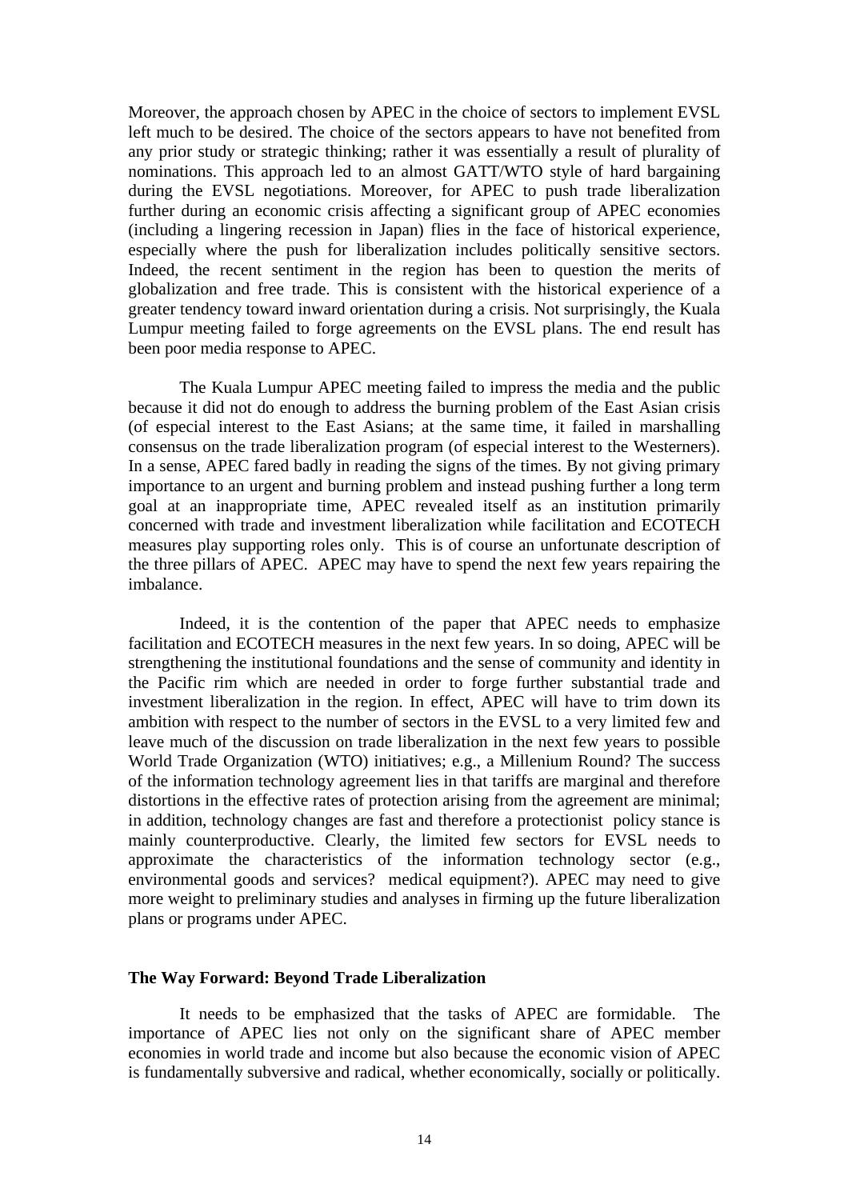Moreover, the approach chosen by APEC in the choice of sectors to implement EVSL left much to be desired. The choice of the sectors appears to have not benefited from any prior study or strategic thinking; rather it was essentially a result of plurality of nominations. This approach led to an almost GATT/WTO style of hard bargaining during the EVSL negotiations. Moreover, for APEC to push trade liberalization further during an economic crisis affecting a significant group of APEC economies (including a lingering recession in Japan) flies in the face of historical experience, especially where the push for liberalization includes politically sensitive sectors. Indeed, the recent sentiment in the region has been to question the merits of globalization and free trade. This is consistent with the historical experience of a greater tendency toward inward orientation during a crisis. Not surprisingly, the Kuala Lumpur meeting failed to forge agreements on the EVSL plans. The end result has been poor media response to APEC.

The Kuala Lumpur APEC meeting failed to impress the media and the public because it did not do enough to address the burning problem of the East Asian crisis (of especial interest to the East Asians; at the same time, it failed in marshalling consensus on the trade liberalization program (of especial interest to the Westerners). In a sense, APEC fared badly in reading the signs of the times. By not giving primary importance to an urgent and burning problem and instead pushing further a long term goal at an inappropriate time, APEC revealed itself as an institution primarily concerned with trade and investment liberalization while facilitation and ECOTECH measures play supporting roles only. This is of course an unfortunate description of the three pillars of APEC. APEC may have to spend the next few years repairing the imbalance.

Indeed, it is the contention of the paper that APEC needs to emphasize facilitation and ECOTECH measures in the next few years. In so doing, APEC will be strengthening the institutional foundations and the sense of community and identity in the Pacific rim which are needed in order to forge further substantial trade and investment liberalization in the region. In effect, APEC will have to trim down its ambition with respect to the number of sectors in the EVSL to a very limited few and leave much of the discussion on trade liberalization in the next few years to possible World Trade Organization (WTO) initiatives; e.g., a Millenium Round? The success of the information technology agreement lies in that tariffs are marginal and therefore distortions in the effective rates of protection arising from the agreement are minimal; in addition, technology changes are fast and therefore a protectionist policy stance is mainly counterproductive. Clearly, the limited few sectors for EVSL needs to approximate the characteristics of the information technology sector (e.g., environmental goods and services? medical equipment?). APEC may need to give more weight to preliminary studies and analyses in firming up the future liberalization plans or programs under APEC.

**The Way Forward: Beyond Trade Liberalization**

It needs to be emphasized that the tasks of APEC are formidable. The importance of APEC lies not only on the significant share of APEC member economies in world trade and income but also because the economic vision of APEC is fundamentally subversive and radical, whether economically, socially or politically.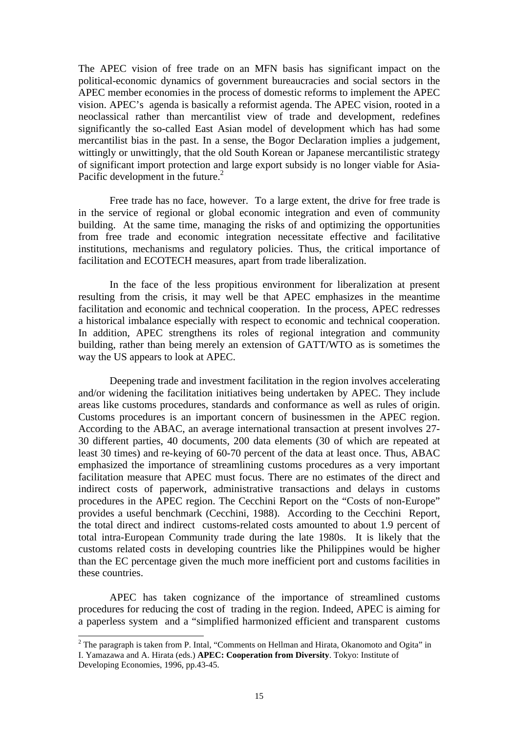The APEC vision of free trade on an MFN basis has significant impact on the political-economic dynamics of government bureaucracies and social sectors in the APEC member economies in the process of domestic reforms to implement the APEC vision. APEC's agenda is basically a reformist agenda. The APEC vision, rooted in a neoclassical rather than mercantilist view of trade and development, redefines significantly the so-called East Asian model of development which has had some mercantilist bias in the past. In a sense, the Bogor Declaration implies a judgement, wittingly or unwittingly, that the old South Korean or Japanese mercantilistic strategy of significant import protection and large export subsidy is no longer viable for Asia-Pacific development in the future.[2]

Free trade has no face, however. To a large extent, the drive for free trade is in the service of regional or global economic integration and even of community building. At the same time, managing the risks of and optimizing the opportunities from free trade and economic integration necessitate effective and facilitative institutions, mechanisms and regulatory policies. Thus, the critical importance of facilitation and ECOTECH measures, apart from trade liberalization.

In the face of the less propitious environment for liberalization at present resulting from the crisis, it may well be that APEC emphasizes in the meantime facilitation and economic and technical cooperation. In the process, APEC redresses a historical imbalance especially with respect to economic and technical cooperation. In addition, APEC strengthens its roles of regional integration and community building, rather than being merely an extension of GATT/WTO as is sometimes the way the US appears to look at APEC.

Deepening trade and investment facilitation in the region involves accelerating and/or widening the facilitation initiatives being undertaken by APEC. They include areas like customs procedures, standards and conformance as well as rules of origin. Customs procedures is an important concern of businessmen in the APEC region. According to the ABAC, an average international transaction at present involves 27-30 different parties, 40 documents, 200 data elements (30 of which are repeated at least 30 times) and re-keying of 60-70 percent of the data at least once. Thus, ABAC emphasized the importance of streamlining customs procedures as a very important facilitation measure that APEC must focus. There are no estimates of the direct and indirect costs of paperwork, administrative transactions and delays in customs procedures in the APEC region. The Cecchini Report on the "Costs of non-Europe" provides a useful benchmark (Cecchini, 1988). According to the Cecchini Report, the total direct and indirect customs-related costs amounted to about 1.9 percent of total intra-European Community trade during the late 1980s. It is likely that the customs related costs in developing countries like the Philippines would be higher than the EC percentage given the much more inefficient port and customs facilities in these countries.

APEC has taken cognizance of the importance of streamlined customs procedures for reducing the cost of trading in the region. Indeed, APEC is aiming for a paperless system and a "simplified harmonized efficient and transparent customs

---

[2] The paragraph is taken from P. Intal, "Comments on Hellman and Hirata, Okanomoto and Ogita" in I. Yamazawa and A. Hirata (eds.) **APEC: Cooperation from Diversity**. Tokyo: Institute of Developing Economies, 1996, pp.43-45.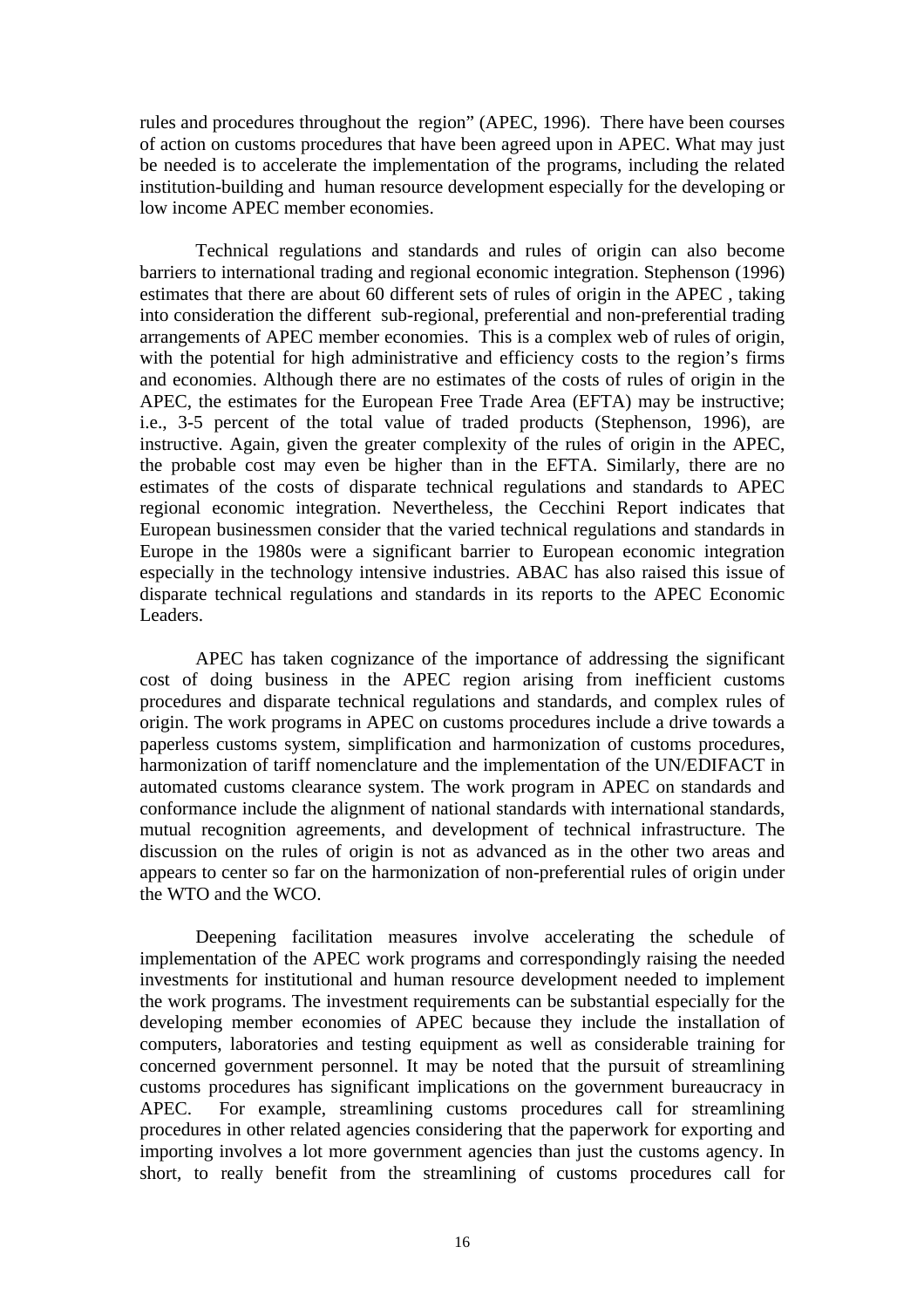rules and procedures throughout the region" (APEC, 1996). There have been courses of action on customs procedures that have been agreed upon in APEC. What may just be needed is to accelerate the implementation of the programs, including the related institution-building and human resource development especially for the developing or low income APEC member economies.

Technical regulations and standards and rules of origin can also become barriers to international trading and regional economic integration. Stephenson (1996) estimates that there are about 60 different sets of rules of origin in the APEC , taking into consideration the different sub-regional, preferential and non-preferential trading arrangements of APEC member economies. This is a complex web of rules of origin, with the potential for high administrative and efficiency costs to the region's firms and economies. Although there are no estimates of the costs of rules of origin in the APEC, the estimates for the European Free Trade Area (EFTA) may be instructive; i.e., 3-5 percent of the total value of traded products (Stephenson, 1996), are instructive. Again, given the greater complexity of the rules of origin in the APEC, the probable cost may even be higher than in the EFTA. Similarly, there are no estimates of the costs of disparate technical regulations and standards to APEC regional economic integration. Nevertheless, the Cecchini Report indicates that European businessmen consider that the varied technical regulations and standards in Europe in the 1980s were a significant barrier to European economic integration especially in the technology intensive industries. ABAC has also raised this issue of disparate technical regulations and standards in its reports to the APEC Economic Leaders.

APEC has taken cognizance of the importance of addressing the significant cost of doing business in the APEC region arising from inefficient customs procedures and disparate technical regulations and standards, and complex rules of origin. The work programs in APEC on customs procedures include a drive towards a paperless customs system, simplification and harmonization of customs procedures, harmonization of tariff nomenclature and the implementation of the UN/EDIFACT in automated customs clearance system. The work program in APEC on standards and conformance include the alignment of national standards with international standards, mutual recognition agreements, and development of technical infrastructure. The discussion on the rules of origin is not as advanced as in the other two areas and appears to center so far on the harmonization of non-preferential rules of origin under the WTO and the WCO.

Deepening facilitation measures involve accelerating the schedule of implementation of the APEC work programs and correspondingly raising the needed investments for institutional and human resource development needed to implement the work programs. The investment requirements can be substantial especially for the developing member economies of APEC because they include the installation of computers, laboratories and testing equipment as well as considerable training for concerned government personnel. It may be noted that the pursuit of streamlining customs procedures has significant implications on the government bureaucracy in APEC. For example, streamlining customs procedures call for streamlining procedures in other related agencies considering that the paperwork for exporting and importing involves a lot more government agencies than just the customs agency. In short, to really benefit from the streamlining of customs procedures call for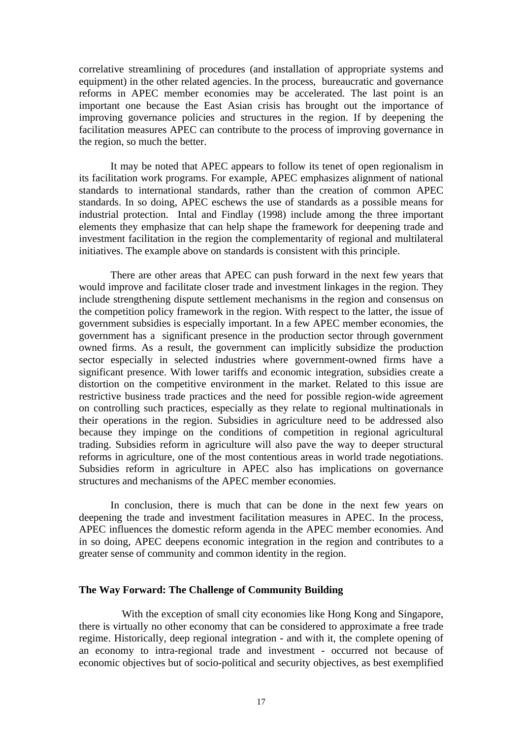correlative streamlining of procedures (and installation of appropriate systems and equipment) in the other related agencies. In the process, bureaucratic and governance reforms in APEC member economies may be accelerated. The last point is an important one because the East Asian crisis has brought out the importance of improving governance policies and structures in the region. If by deepening the facilitation measures APEC can contribute to the process of improving governance in the region, so much the better.

It may be noted that APEC appears to follow its tenet of open regionalism in its facilitation work programs. For example, APEC emphasizes alignment of national standards to international standards, rather than the creation of common APEC standards. In so doing, APEC eschews the use of standards as a possible means for industrial protection. Intal and Findlay (1998) include among the three important elements they emphasize that can help shape the framework for deepening trade and investment facilitation in the region the complementarity of regional and multilateral initiatives. The example above on standards is consistent with this principle.

There are other areas that APEC can push forward in the next few years that would improve and facilitate closer trade and investment linkages in the region. They include strengthening dispute settlement mechanisms in the region and consensus on the competition policy framework in the region. With respect to the latter, the issue of government subsidies is especially important. In a few APEC member economies, the government has a significant presence in the production sector through government owned firms. As a result, the government can implicitly subsidize the production sector especially in selected industries where government-owned firms have a significant presence. With lower tariffs and economic integration, subsidies create a distortion on the competitive environment in the market. Related to this issue are restrictive business trade practices and the need for possible region-wide agreement on controlling such practices, especially as they relate to regional multinationals in their operations in the region. Subsidies in agriculture need to be addressed also because they impinge on the conditions of competition in regional agricultural trading. Subsidies reform in agriculture will also pave the way to deeper structural reforms in agriculture, one of the most contentious areas in world trade negotiations. Subsidies reform in agriculture in APEC also has implications on governance structures and mechanisms of the APEC member economies.

In conclusion, there is much that can be done in the next few years on deepening the trade and investment facilitation measures in APEC. In the process, APEC influences the domestic reform agenda in the APEC member economies. And in so doing, APEC deepens economic integration in the region and contributes to a greater sense of community and common identity in the region.

**The Way Forward: The Challenge of Community Building**

With the exception of small city economies like Hong Kong and Singapore, there is virtually no other economy that can be considered to approximate a free trade regime. Historically, deep regional integration - and with it, the complete opening of an economy to intra-regional trade and investment - occurred not because of economic objectives but of socio-political and security objectives, as best exemplified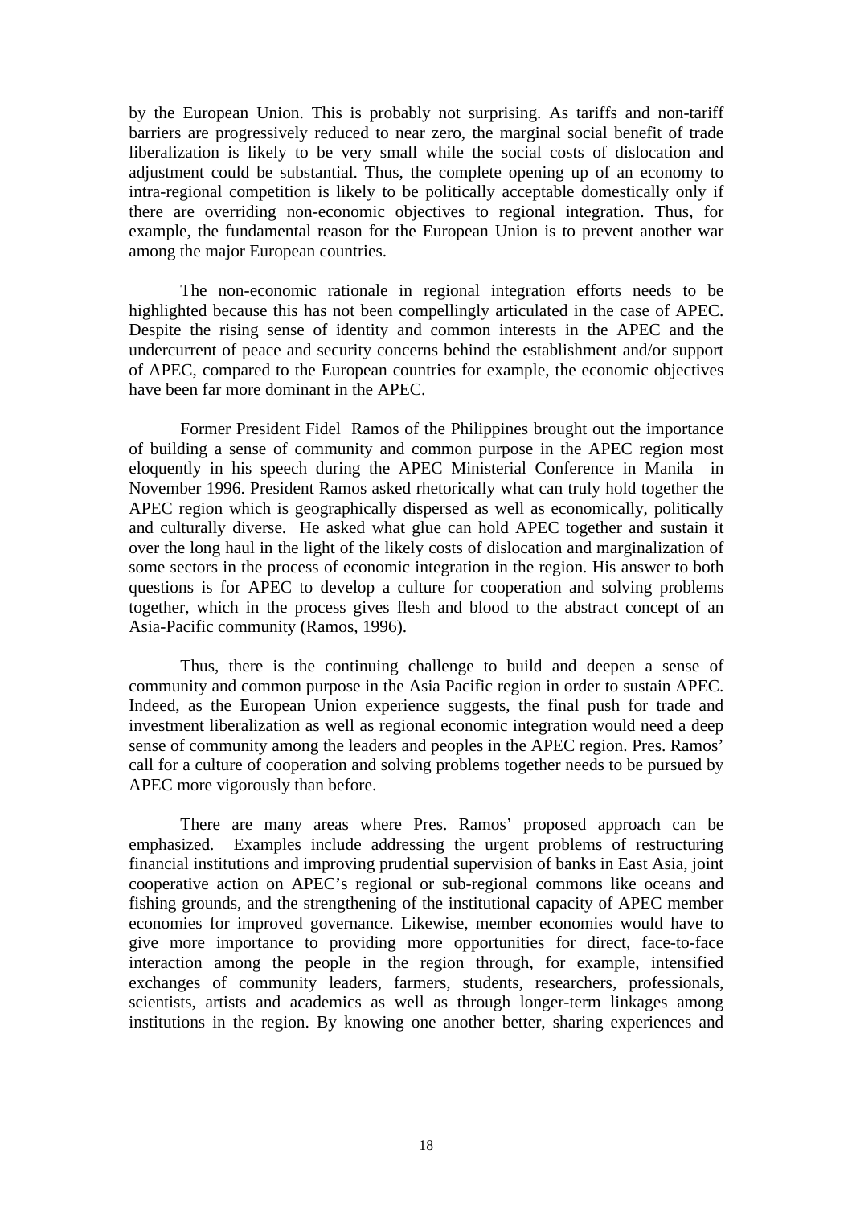by the European Union. This is probably not surprising. As tariffs and non-tariff barriers are progressively reduced to near zero, the marginal social benefit of trade liberalization is likely to be very small while the social costs of dislocation and adjustment could be substantial. Thus, the complete opening up of an economy to intra-regional competition is likely to be politically acceptable domestically only if there are overriding non-economic objectives to regional integration. Thus, for example, the fundamental reason for the European Union is to prevent another war among the major European countries.

The non-economic rationale in regional integration efforts needs to be highlighted because this has not been compellingly articulated in the case of APEC. Despite the rising sense of identity and common interests in the APEC and the undercurrent of peace and security concerns behind the establishment and/or support of APEC, compared to the European countries for example, the economic objectives have been far more dominant in the APEC.

Former President Fidel Ramos of the Philippines brought out the importance of building a sense of community and common purpose in the APEC region most eloquently in his speech during the APEC Ministerial Conference in Manila in November 1996. President Ramos asked rhetorically what can truly hold together the APEC region which is geographically dispersed as well as economically, politically and culturally diverse. He asked what glue can hold APEC together and sustain it over the long haul in the light of the likely costs of dislocation and marginalization of some sectors in the process of economic integration in the region. His answer to both questions is for APEC to develop a culture for cooperation and solving problems together, which in the process gives flesh and blood to the abstract concept of an Asia-Pacific community (Ramos, 1996).

Thus, there is the continuing challenge to build and deepen a sense of community and common purpose in the Asia Pacific region in order to sustain APEC. Indeed, as the European Union experience suggests, the final push for trade and investment liberalization as well as regional economic integration would need a deep sense of community among the leaders and peoples in the APEC region. Pres. Ramos' call for a culture of cooperation and solving problems together needs to be pursued by APEC more vigorously than before.

There are many areas where Pres. Ramos' proposed approach can be emphasized. Examples include addressing the urgent problems of restructuring financial institutions and improving prudential supervision of banks in East Asia, joint cooperative action on APEC's regional or sub-regional commons like oceans and fishing grounds, and the strengthening of the institutional capacity of APEC member economies for improved governance. Likewise, member economies would have to give more importance to providing more opportunities for direct, face-to-face interaction among the people in the region through, for example, intensified exchanges of community leaders, farmers, students, researchers, professionals, scientists, artists and academics as well as through longer-term linkages among institutions in the region. By knowing one another better, sharing experiences and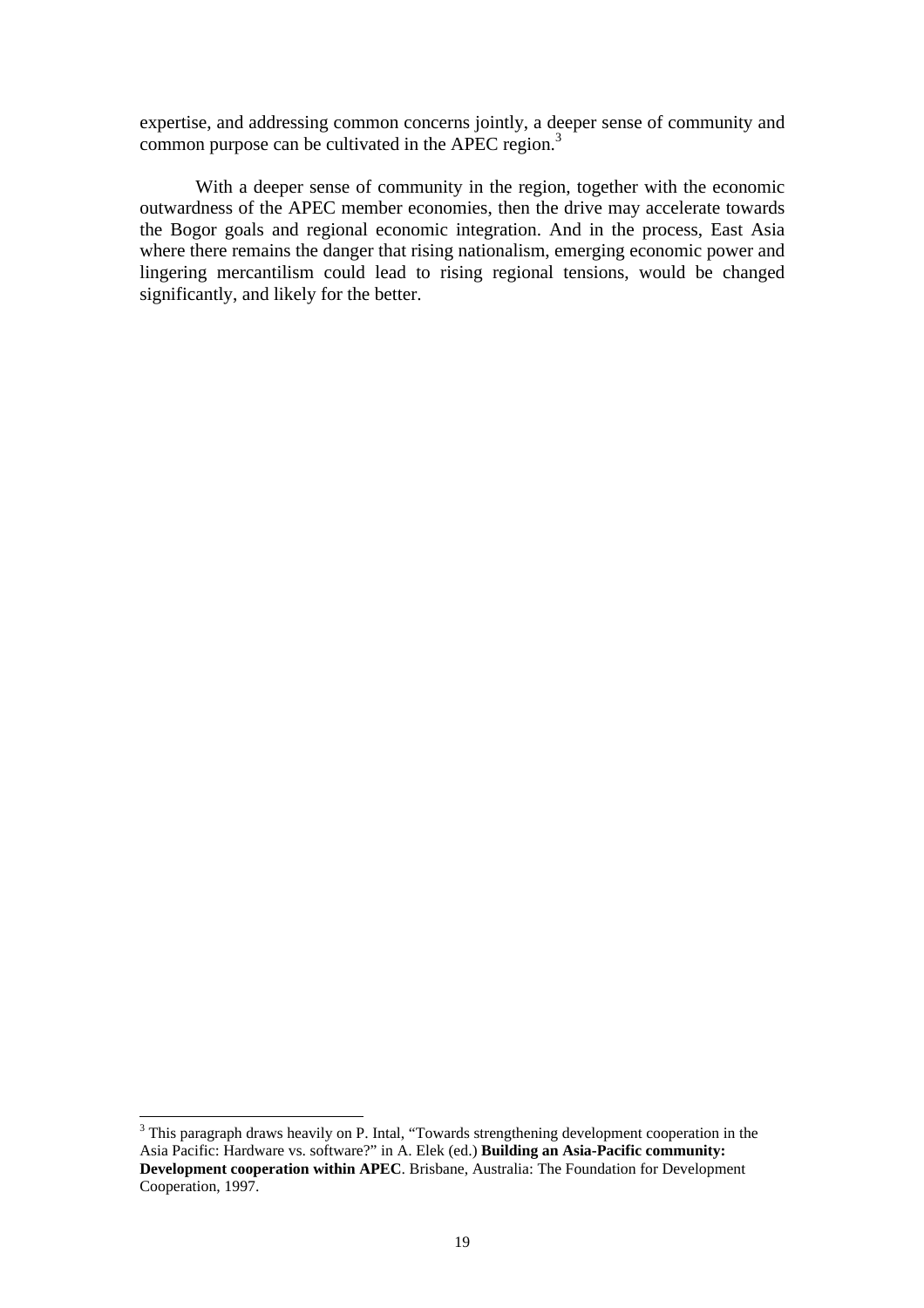expertise, and addressing common concerns jointly, a deeper sense of community and common purpose can be cultivated in the APEC region.[3]

With a deeper sense of community in the region, together with the economic outwardness of the APEC member economies, then the drive may accelerate towards the Bogor goals and regional economic integration. And in the process, East Asia where there remains the danger that rising nationalism, emerging economic power and lingering mercantilism could lead to rising regional tensions, would be changed significantly, and likely for the better.

---

[3] This paragraph draws heavily on P. Intal, "Towards strengthening development cooperation in the Asia Pacific: Hardware vs. software?" in A. Elek (ed.) **Building an Asia-Pacific community: Development cooperation within APEC**. Brisbane, Australia: The Foundation for Development Cooperation, 1997.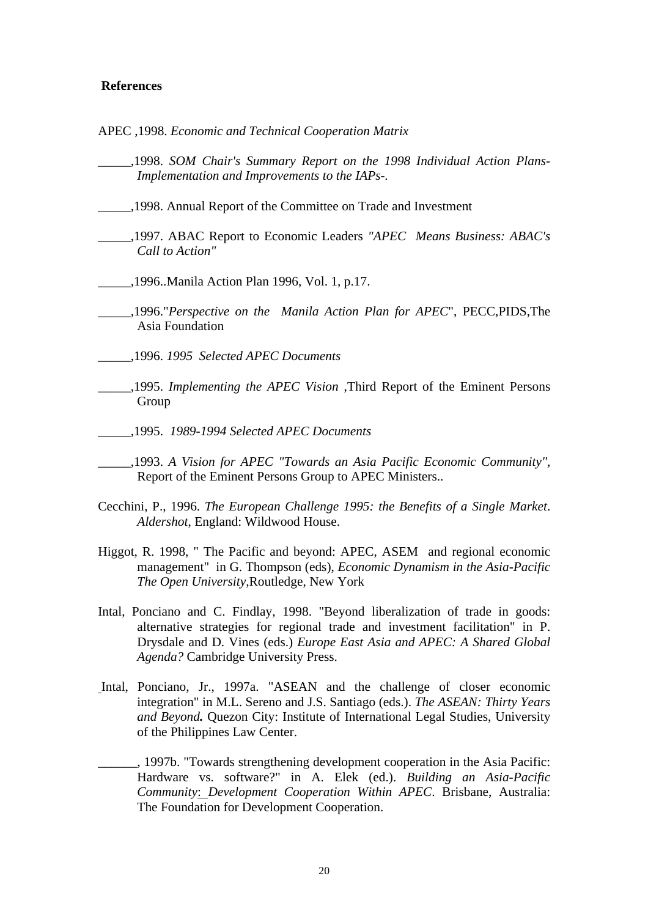**References**

APEC ,1998. *Economic and Technical Cooperation Matrix*

_____,1998. *SOM Chair's Summary Report on the 1998 Individual Action Plans-Implementation and Improvements to the IAPs-.*

_____,1998. Annual Report of the Committee on Trade and Investment

_____,1997. ABAC Report to Economic Leaders *"APEC Means Business: ABAC's Call to Action"*

_____,1996..Manila Action Plan 1996, Vol. 1, p.17.

_____,1996."*Perspective on the Manila Action Plan for APEC*", PECC,PIDS,The Asia Foundation

_____,1996. *1995 Selected APEC Documents*

_____,1995. *Implementing the APEC Vision* ,Third Report of the Eminent Persons Group

_____,1995. *1989-1994 Selected APEC Documents*

_____,1993. *A Vision for APEC "Towards an Asia Pacific Economic Community",* Report of the Eminent Persons Group to APEC Ministers..

Cecchini, P., 1996. *The European Challenge 1995: the Benefits of a Single Market*. *Aldershot*, England: Wildwood House.

Higgot, R. 1998, " The Pacific and beyond: APEC, ASEM and regional economic management" in G. Thompson (eds), *Economic Dynamism in the Asia-Pacific The Open University*,Routledge, New York

Intal, Ponciano and C. Findlay, 1998. "Beyond liberalization of trade in goods: alternative strategies for regional trade and investment facilitation" in P. Drysdale and D. Vines (eds.) *Europe East Asia and APEC: A Shared Global Agenda?* Cambridge University Press.

Intal, Ponciano, Jr., 1997a. "ASEAN and the challenge of closer economic integration" in M.L. Sereno and J.S. Santiago (eds.). *The ASEAN: Thirty Years and Beyond.* Quezon City: Institute of International Legal Studies, University of the Philippines Law Center.

______, 1997b. "Towards strengthening development cooperation in the Asia Pacific: Hardware vs. software?" in A. Elek (ed.). *Building an Asia-Pacific Community: Development Cooperation Within APEC*. Brisbane, Australia: The Foundation for Development Cooperation.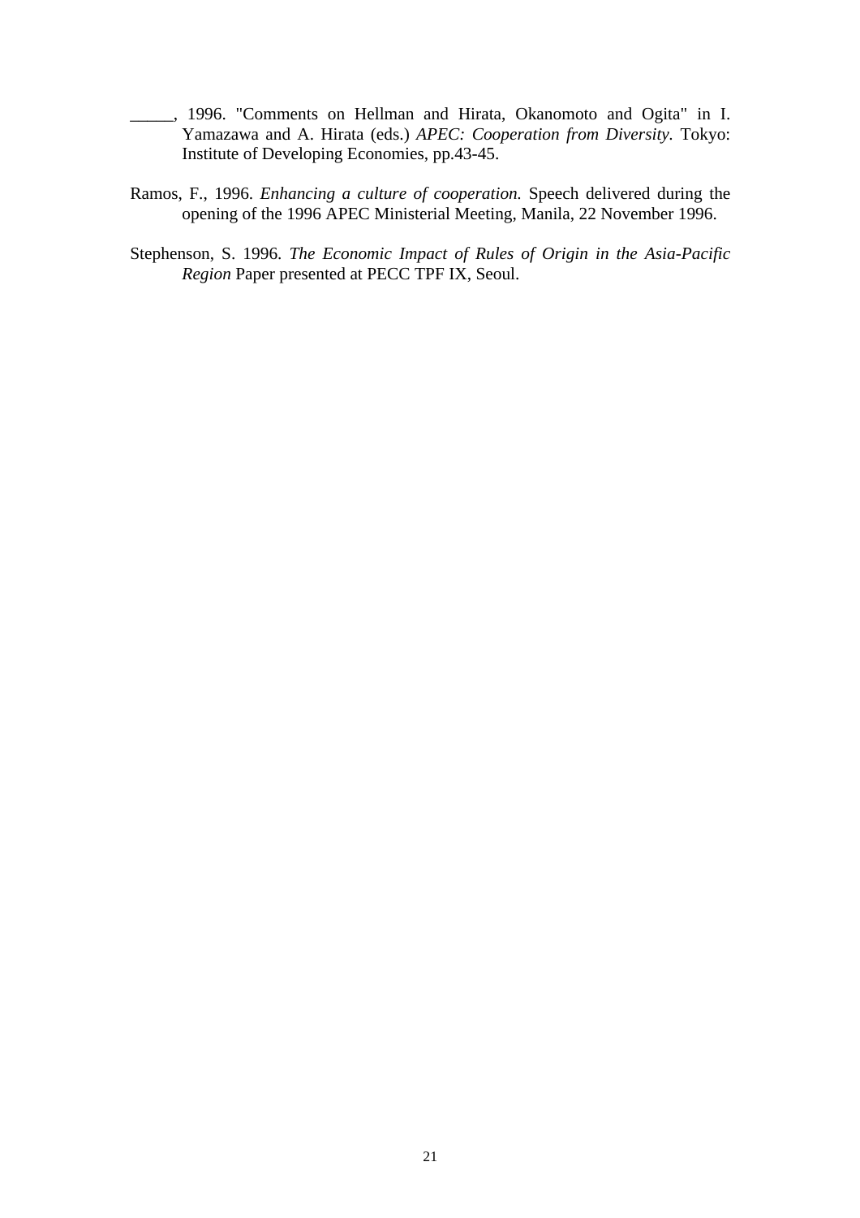_____, 1996. "Comments on Hellman and Hirata, Okanomoto and Ogita" in I. Yamazawa and A. Hirata (eds.) *APEC: Cooperation from Diversity.* Tokyo: Institute of Developing Economies, pp.43-45.

Ramos, F., 1996. *Enhancing a culture of cooperation.* Speech delivered during the opening of the 1996 APEC Ministerial Meeting, Manila, 22 November 1996.

Stephenson, S. 1996. *The Economic Impact of Rules of Origin in the Asia-Pacific Region* Paper presented at PECC TPF IX, Seoul.